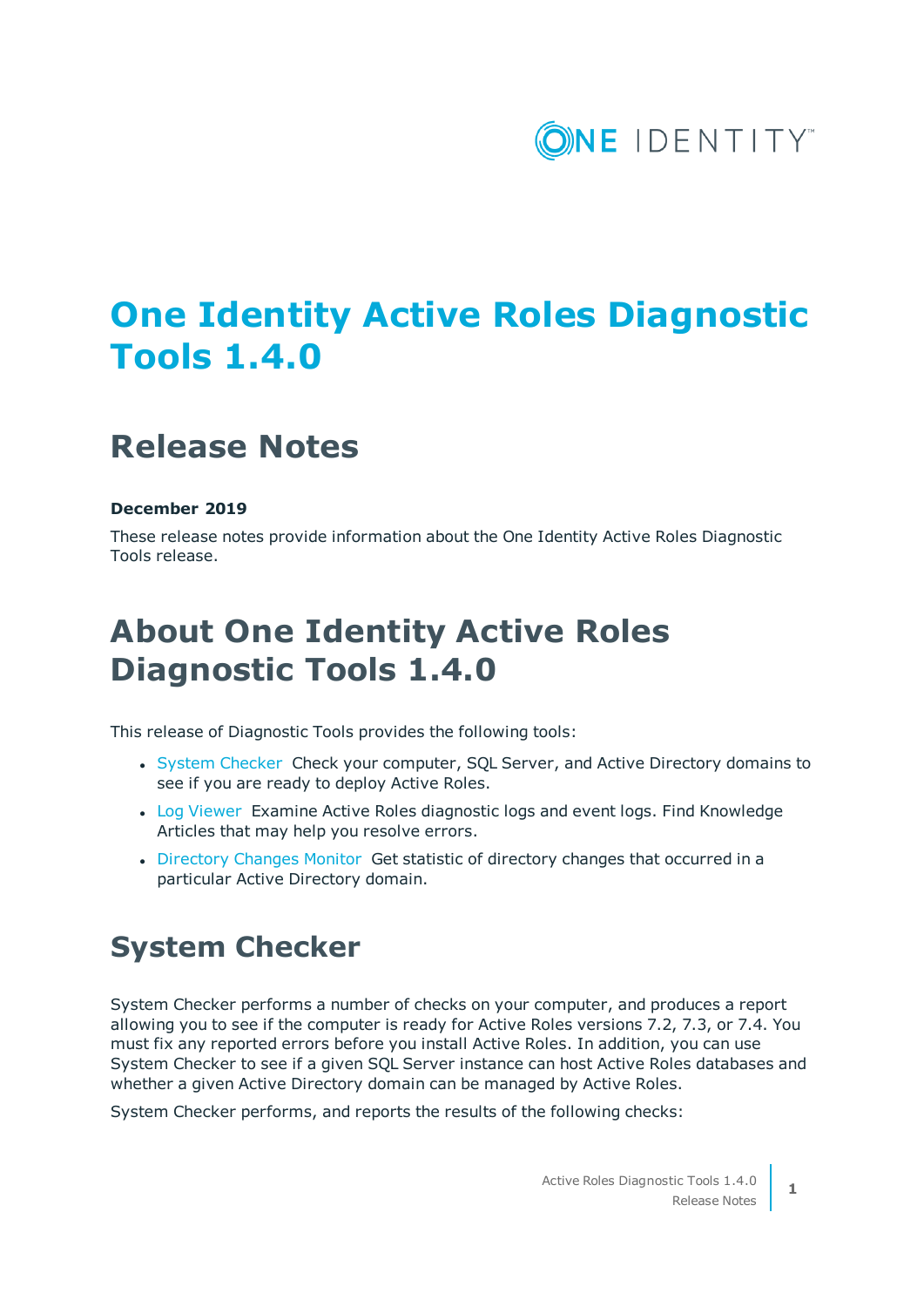# One Identity Active Roles Diagnostic Tools 1.4.0

## Release Notes

**December 2019**

These release notes provide information about the One Identity Active Roles Diagnostic Tools release.

# About One Identity Active Roles Diagnostic Tools 1.4.0

This release of Diagnostic Tools provides the following tools:

- System Checker Check your computer, SQL Server, and Active Directory domains to see if you are ready to deploy Active Roles.
- Log Viewer Examine Active Roles diagnostic logs and event logs. Find Knowledge Articles that may help you resolve errors.
- Directory Changes Monitor Get statistic of directory changes that occurred in a particular Active Directory domain.

## System Checker

System Checker performs a number of checks on your computer, and produces a report allowing you to see if the computer is ready for Active Roles versions 7.2, 7.3, or 7.4. You must fix any reported errors before you install Active Roles. In addition, you can use System Checker to see if a given SQL Server instance can host Active Roles databases and whether a given Active Directory domain can be managed by Active Roles.

System Checker performs, and reports the results of the following checks: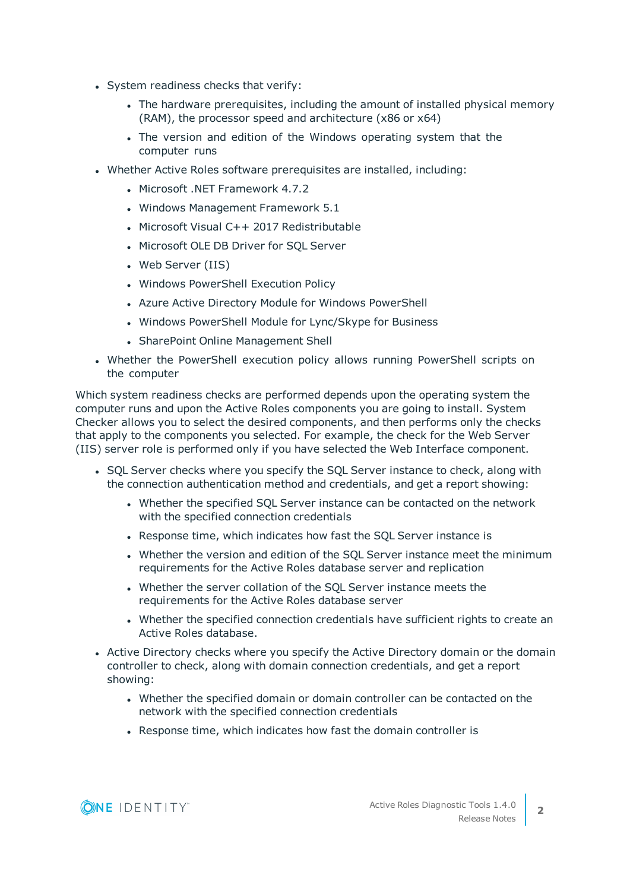- System readiness checks that verify:
  - The hardware prerequisites, including the amount of installed physical memory (RAM), the processor speed and architecture (x86 or x64)
  - The version and edition of the Windows operating system that the computer runs
- Whether Active Roles software prerequisites are installed, including:
  - Microsoft .NET Framework 4.7.2
  - Windows Management Framework 5.1
  - Microsoft Visual C++ 2017 Redistributable
  - Microsoft OLE DB Driver for SQL Server
  - Web Server (IIS)
  - Windows PowerShell Execution Policy
  - Azure Active Directory Module for Windows PowerShell
  - Windows PowerShell Module for Lync/Skype for Business
  - SharePoint Online Management Shell
- Whether the PowerShell execution policy allows running PowerShell scripts on the computer

Which system readiness checks are performed depends upon the operating system the computer runs and upon the Active Roles components you are going to install. System Checker allows you to select the desired components, and then performs only the checks that apply to the components you selected. For example, the check for the Web Server (IIS) server role is performed only if you have selected the Web Interface component.

- SQL Server checks where you specify the SQL Server instance to check, along with the connection authentication method and credentials, and get a report showing:
  - Whether the specified SQL Server instance can be contacted on the network with the specified connection credentials
  - Response time, which indicates how fast the SQL Server instance is
  - Whether the version and edition of the SQL Server instance meet the minimum requirements for the Active Roles database server and replication
  - Whether the server collation of the SQL Server instance meets the requirements for the Active Roles database server
  - Whether the specified connection credentials have sufficient rights to create an Active Roles database.
- Active Directory checks where you specify the Active Directory domain or the domain controller to check, along with domain connection credentials, and get a report showing:
  - Whether the specified domain or domain controller can be contacted on the network with the specified connection credentials
  - Response time, which indicates how fast the domain controller is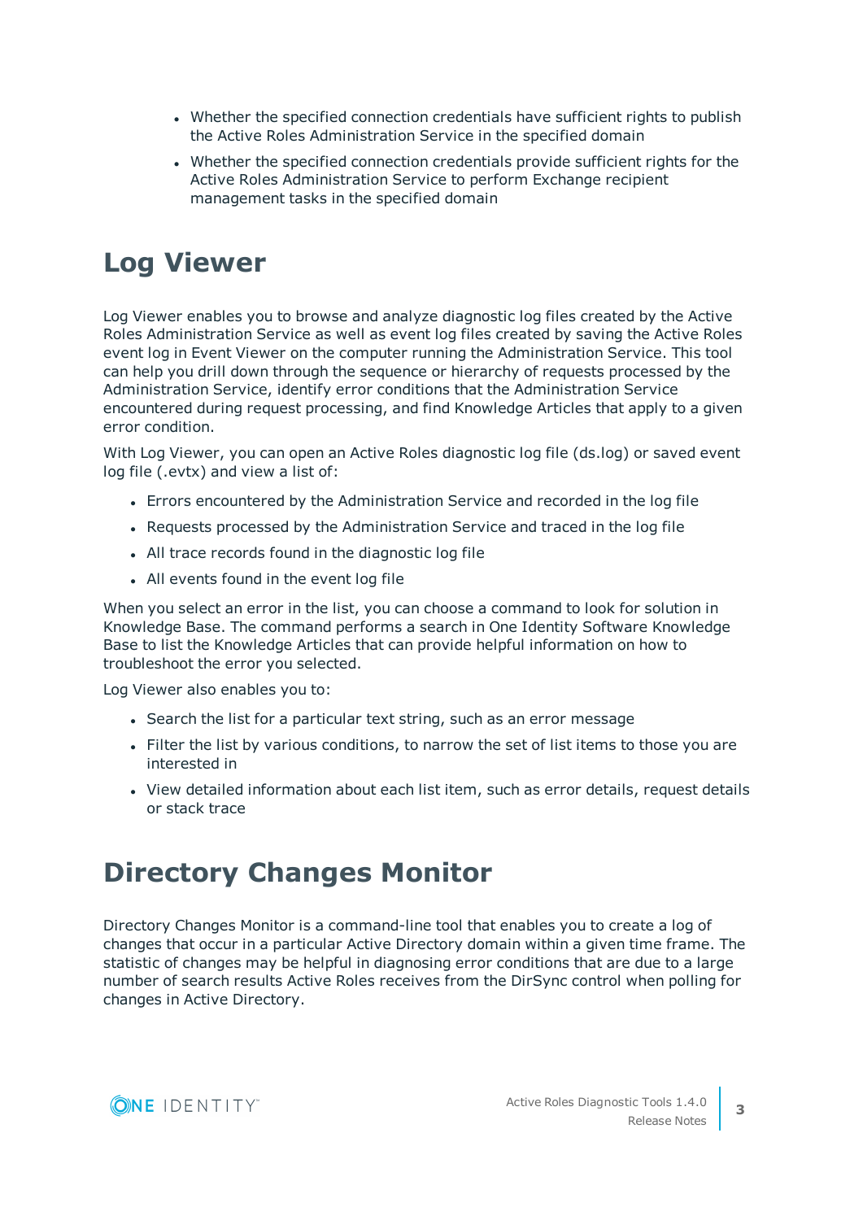- Whether the specified connection credentials have sufficient rights to publish the Active Roles Administration Service in the specified domain
- Whether the specified connection credentials provide sufficient rights for the Active Roles Administration Service to perform Exchange recipient management tasks in the specified domain

# Log Viewer

Log Viewer enables you to browse and analyze diagnostic log files created by the Active Roles Administration Service as well as event log files created by saving the Active Roles event log in Event Viewer on the computer running the Administration Service. This tool can help you drill down through the sequence or hierarchy of requests processed by the Administration Service, identify error conditions that the Administration Service encountered during request processing, and find Knowledge Articles that apply to a given error condition.

With Log Viewer, you can open an Active Roles diagnostic log file (ds.log) or saved event log file (.evtx) and view a list of:

- Errors encountered by the Administration Service and recorded in the log file
- Requests processed by the Administration Service and traced in the log file
- All trace records found in the diagnostic log file
- All events found in the event log file

When you select an error in the list, you can choose a command to look for solution in Knowledge Base. The command performs a search in One Identity Software Knowledge Base to list the Knowledge Articles that can provide helpful information on how to troubleshoot the error you selected.

Log Viewer also enables you to:

- Search the list for a particular text string, such as an error message
- Filter the list by various conditions, to narrow the set of list items to those you are interested in
- View detailed information about each list item, such as error details, request details or stack trace

# Directory Changes Monitor

Directory Changes Monitor is a command-line tool that enables you to create a log of changes that occur in a particular Active Directory domain within a given time frame. The statistic of changes may be helpful in diagnosing error conditions that are due to a large number of search results Active Roles receives from the DirSync control when polling for changes in Active Directory.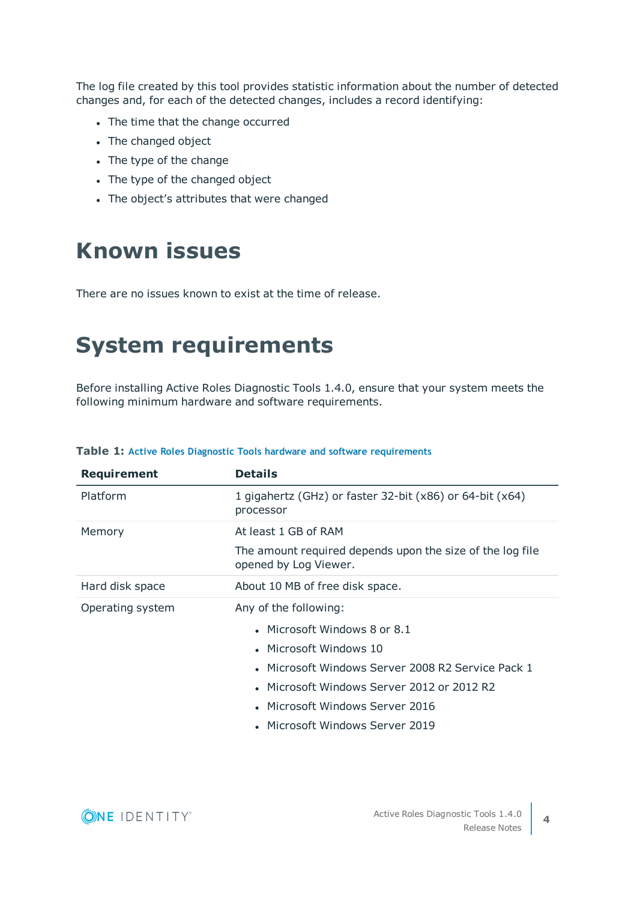The log file created by this tool provides statistic information about the number of detected changes and, for each of the detected changes, includes a record identifying:

- The time that the change occurred
- The changed object
- The type of the change
- The type of the changed object
- The object's attributes that were changed

# Known issues

There are no issues known to exist at the time of release.

# System requirements

Before installing Active Roles Diagnostic Tools 1.4.0, ensure that your system meets the following minimum hardware and software requirements.

**Table 1:** Active Roles Diagnostic Tools hardware and software requirements

| Requirement | Details |
|---|---|
| Platform | 1 gigahertz (GHz) or faster 32-bit (x86) or 64-bit (x64) processor |
| Memory | At least 1 GB of RAM<br><br>The amount required depends upon the size of the log file opened by Log Viewer. |
| Hard disk space | About 10 MB of free disk space. |
| Operating system | Any of the following:<br>• Microsoft Windows 8 or 8.1<br>• Microsoft Windows 10<br>• Microsoft Windows Server 2008 R2 Service Pack 1<br>• Microsoft Windows Server 2012 or 2012 R2<br>• Microsoft Windows Server 2016<br>• Microsoft Windows Server 2019 |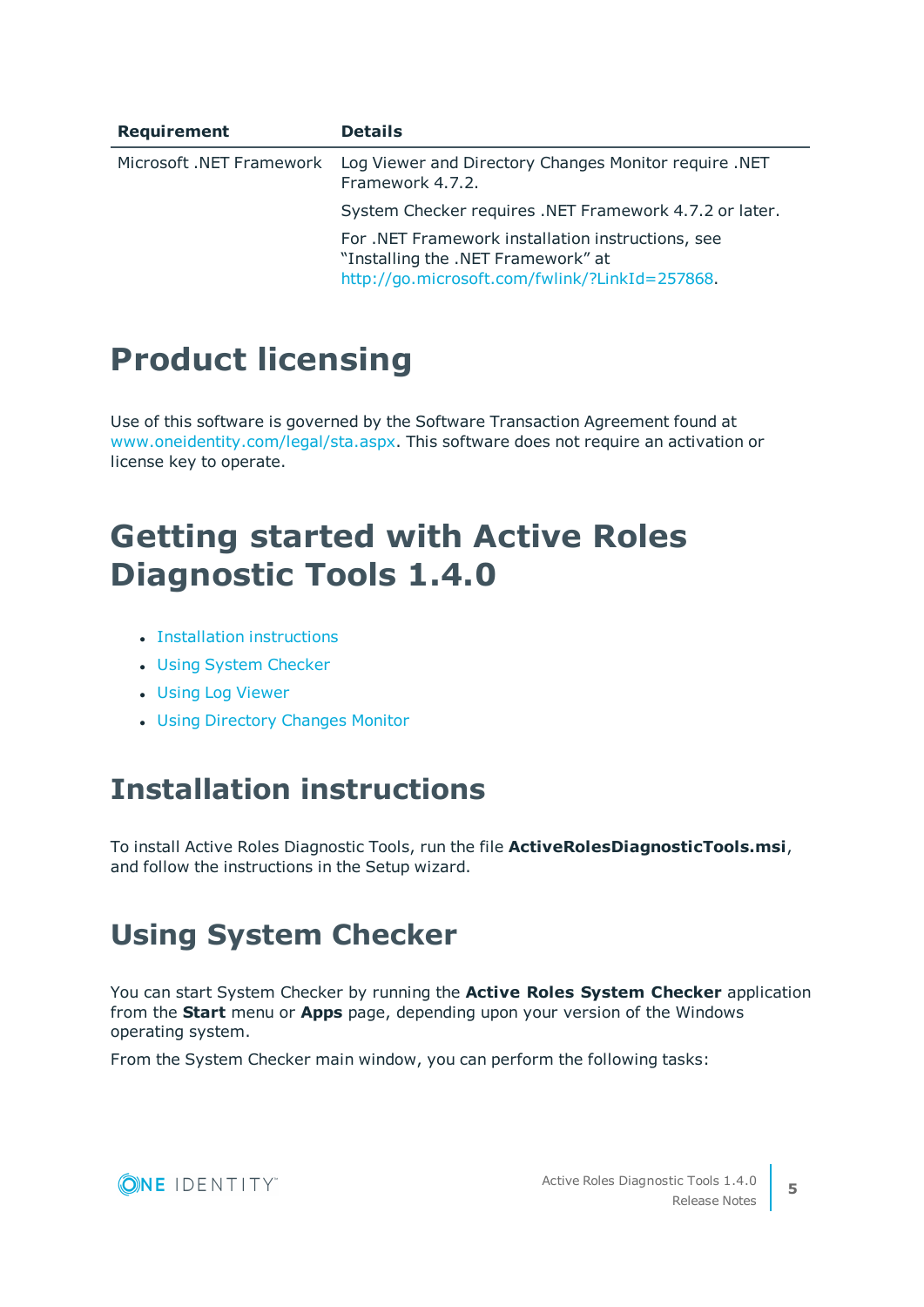| Requirement | Details |
| --- | --- |
| Microsoft .NET Framework | Log Viewer and Directory Changes Monitor require .NET Framework 4.7.2. |
| | System Checker requires .NET Framework 4.7.2 or later. |
| | For .NET Framework installation instructions, see “Installing the .NET Framework” at http://go.microsoft.com/fwlink/?LinkId=257868. |

# Product licensing

Use of this software is governed by the Software Transaction Agreement found at www.oneidentity.com/legal/sta.aspx. This software does not require an activation or license key to operate.

# Getting started with Active Roles Diagnostic Tools 1.4.0

- Installation instructions
- Using System Checker
- Using Log Viewer
- Using Directory Changes Monitor

## Installation instructions

To install Active Roles Diagnostic Tools, run the file **ActiveRolesDiagnosticTools.msi**, and follow the instructions in the Setup wizard.

## Using System Checker

You can start System Checker by running the **Active Roles System Checker** application from the **Start** menu or **Apps** page, depending upon your version of the Windows operating system.

From the System Checker main window, you can perform the following tasks: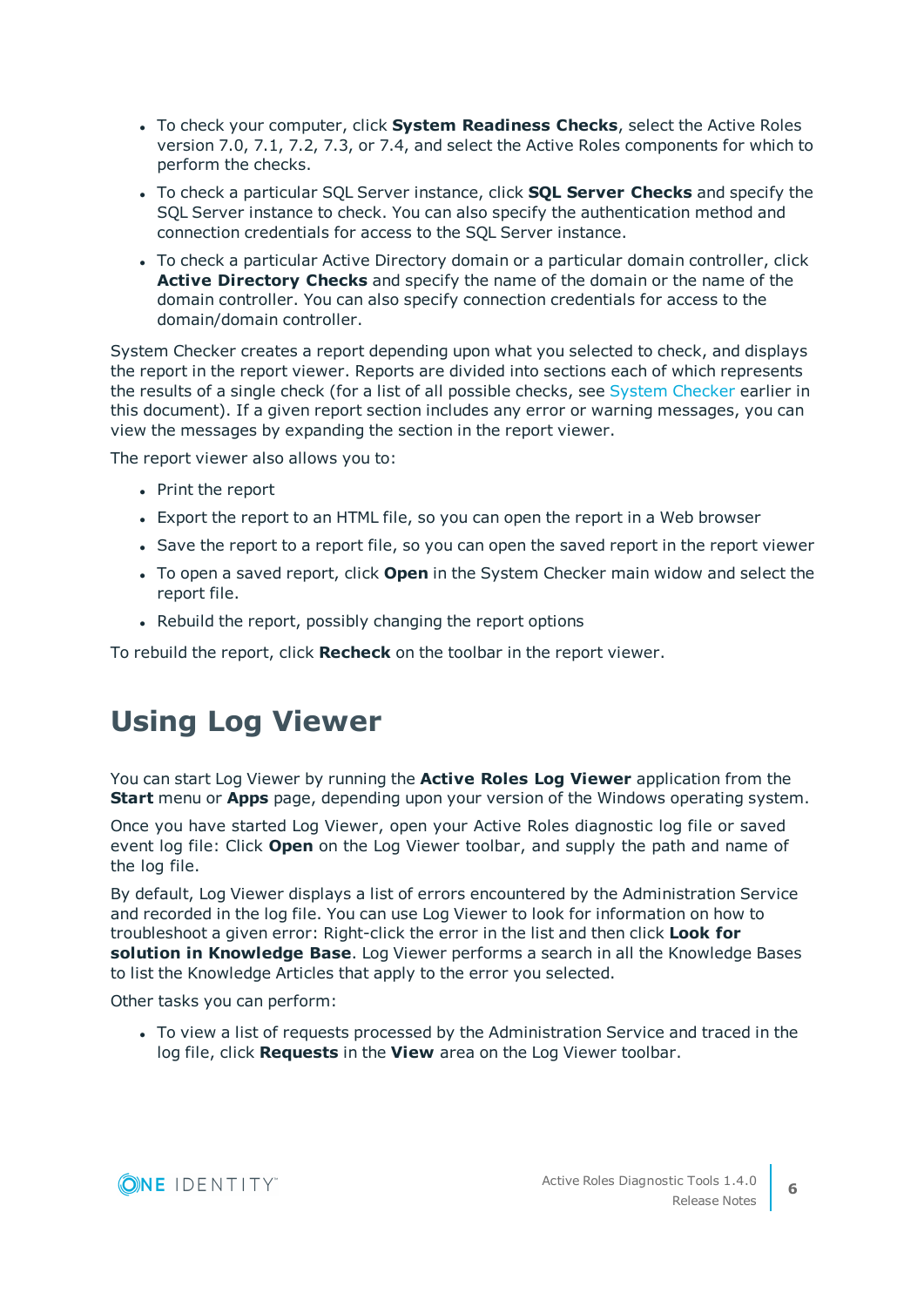- To check your computer, click **System Readiness Checks**, select the Active Roles version 7.0, 7.1, 7.2, 7.3, or 7.4, and select the Active Roles components for which to perform the checks.
- To check a particular SQL Server instance, click **SQL Server Checks** and specify the SQL Server instance to check. You can also specify the authentication method and connection credentials for access to the SQL Server instance.
- To check a particular Active Directory domain or a particular domain controller, click **Active Directory Checks** and specify the name of the domain or the name of the domain controller. You can also specify connection credentials for access to the domain/domain controller.

System Checker creates a report depending upon what you selected to check, and displays the report in the report viewer. Reports are divided into sections each of which represents the results of a single check (for a list of all possible checks, see System Checker earlier in this document). If a given report section includes any error or warning messages, you can view the messages by expanding the section in the report viewer.

The report viewer also allows you to:

- Print the report
- Export the report to an HTML file, so you can open the report in a Web browser
- Save the report to a report file, so you can open the saved report in the report viewer
- To open a saved report, click **Open** in the System Checker main widow and select the report file.
- Rebuild the report, possibly changing the report options

To rebuild the report, click **Recheck** on the toolbar in the report viewer.

# Using Log Viewer

You can start Log Viewer by running the **Active Roles Log Viewer** application from the **Start** menu or **Apps** page, depending upon your version of the Windows operating system.

Once you have started Log Viewer, open your Active Roles diagnostic log file or saved event log file: Click **Open** on the Log Viewer toolbar, and supply the path and name of the log file.

By default, Log Viewer displays a list of errors encountered by the Administration Service and recorded in the log file. You can use Log Viewer to look for information on how to troubleshoot a given error: Right-click the error in the list and then click **Look for solution in Knowledge Base**. Log Viewer performs a search in all the Knowledge Bases to list the Knowledge Articles that apply to the error you selected.

Other tasks you can perform:

- To view a list of requests processed by the Administration Service and traced in the log file, click **Requests** in the **View** area on the Log Viewer toolbar.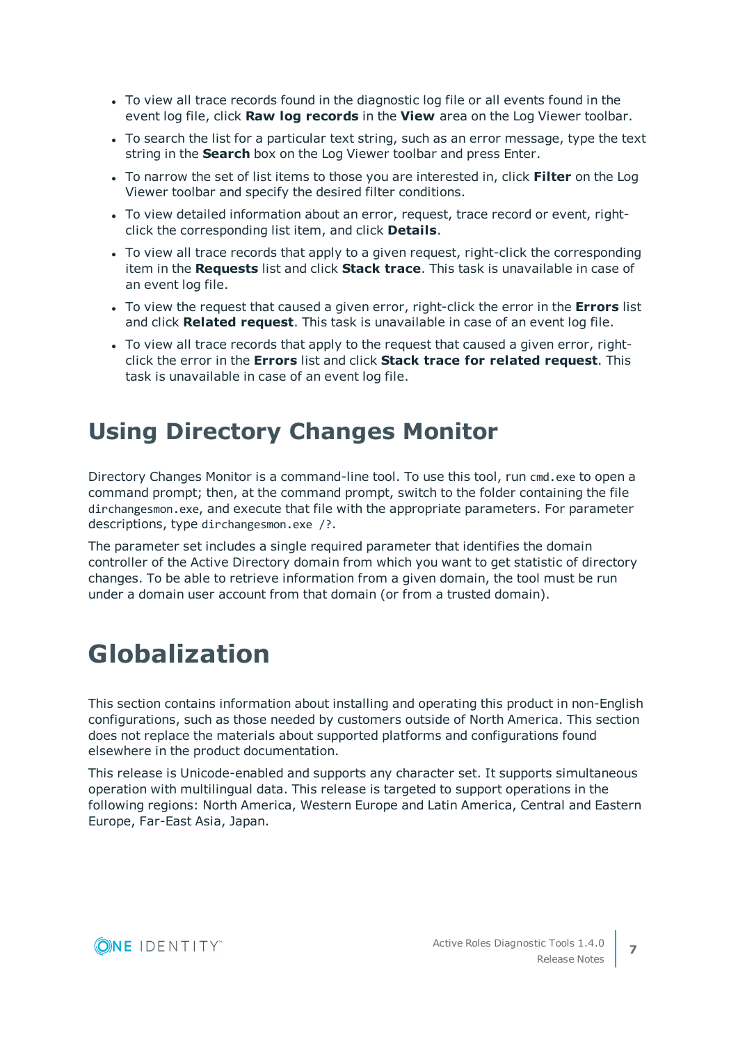- To view all trace records found in the diagnostic log file or all events found in the event log file, click **Raw log records** in the **View** area on the Log Viewer toolbar.
- To search the list for a particular text string, such as an error message, type the text string in the **Search** box on the Log Viewer toolbar and press Enter.
- To narrow the set of list items to those you are interested in, click **Filter** on the Log Viewer toolbar and specify the desired filter conditions.
- To view detailed information about an error, request, trace record or event, right-click the corresponding list item, and click **Details**.
- To view all trace records that apply to a given request, right-click the corresponding item in the **Requests** list and click **Stack trace**. This task is unavailable in case of an event log file.
- To view the request that caused a given error, right-click the error in the **Errors** list and click **Related request**. This task is unavailable in case of an event log file.
- To view all trace records that apply to the request that caused a given error, right-click the error in the **Errors** list and click **Stack trace for related request**. This task is unavailable in case of an event log file.

## Using Directory Changes Monitor

Directory Changes Monitor is a command-line tool. To use this tool, run `cmd.exe` to open a command prompt; then, at the command prompt, switch to the folder containing the file `dirchangesmon.exe`, and execute that file with the appropriate parameters. For parameter descriptions, type `dirchangesmon.exe /?`.

The parameter set includes a single required parameter that identifies the domain controller of the Active Directory domain from which you want to get statistic of directory changes. To be able to retrieve information from a given domain, the tool must be run under a domain user account from that domain (or from a trusted domain).

# Globalization

This section contains information about installing and operating this product in non-English configurations, such as those needed by customers outside of North America. This section does not replace the materials about supported platforms and configurations found elsewhere in the product documentation.

This release is Unicode-enabled and supports any character set. It supports simultaneous operation with multilingual data. This release is targeted to support operations in the following regions: North America, Western Europe and Latin America, Central and Eastern Europe, Far-East Asia, Japan.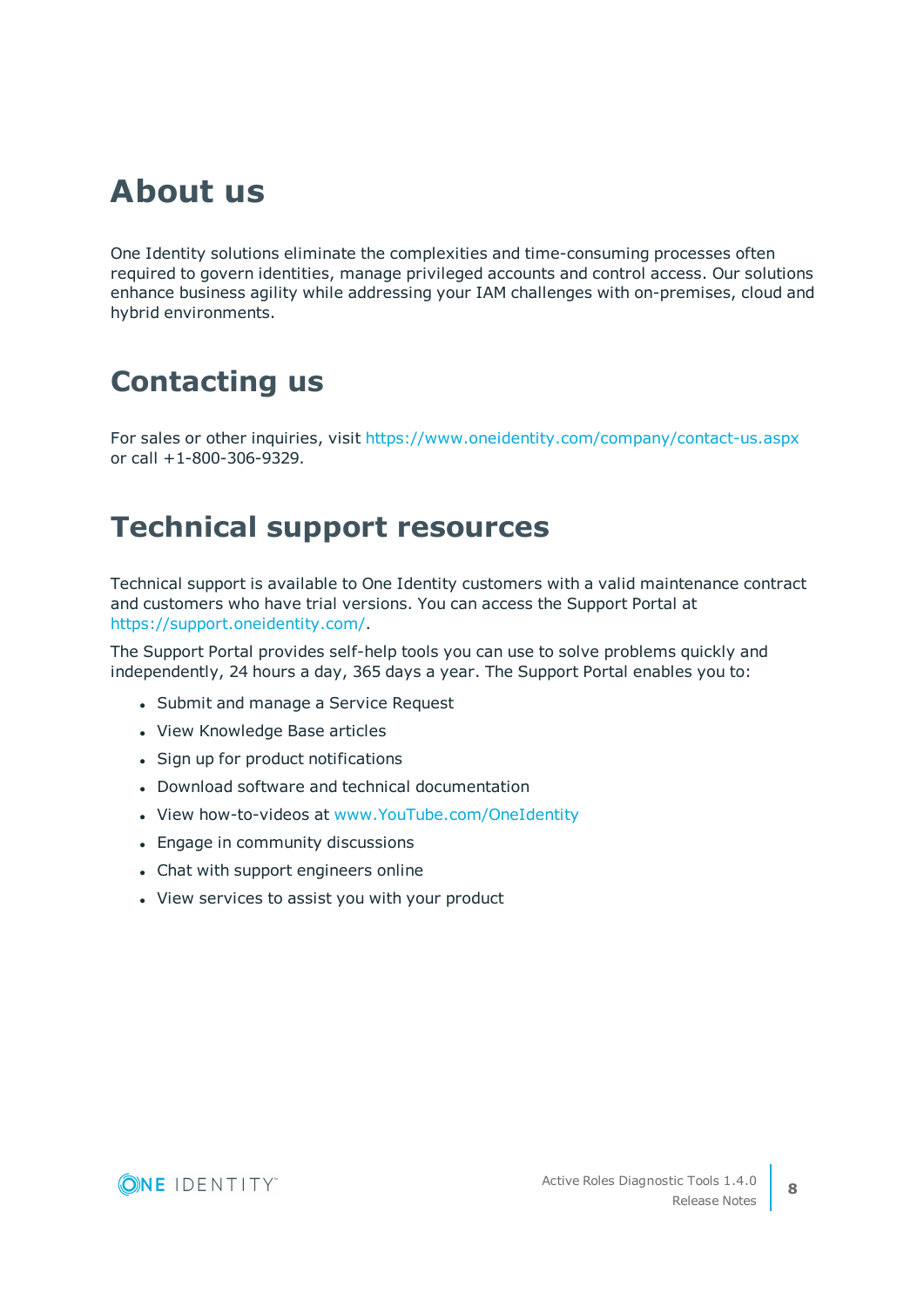# About us

One Identity solutions eliminate the complexities and time-consuming processes often required to govern identities, manage privileged accounts and control access. Our solutions enhance business agility while addressing your IAM challenges with on-premises, cloud and hybrid environments.

# Contacting us

For sales or other inquiries, visit https://www.oneidentity.com/company/contact-us.aspx or call +1-800-306-9329.

# Technical support resources

Technical support is available to One Identity customers with a valid maintenance contract and customers who have trial versions. You can access the Support Portal at https://support.oneidentity.com/.

The Support Portal provides self-help tools you can use to solve problems quickly and independently, 24 hours a day, 365 days a year. The Support Portal enables you to:

- Submit and manage a Service Request
- View Knowledge Base articles
- Sign up for product notifications
- Download software and technical documentation
- View how-to-videos at www.YouTube.com/OneIdentity
- Engage in community discussions
- Chat with support engineers online
- View services to assist you with your product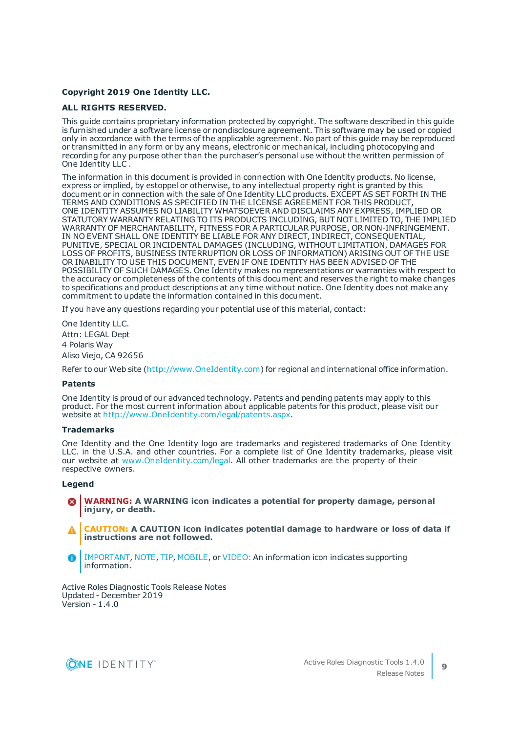**Copyright 2019 One Identity LLC.**

**ALL RIGHTS RESERVED.**

This guide contains proprietary information protected by copyright. The software described in this guide is furnished under a software license or nondisclosure agreement. This software may be used or copied only in accordance with the terms of the applicable agreement. No part of this guide may be reproduced or transmitted in any form or by any means, electronic or mechanical, including photocopying and recording for any purpose other than the purchaser's personal use without the written permission of One Identity LLC .

The information in this document is provided in connection with One Identity products. No license, express or implied, by estoppel or otherwise, to any intellectual property right is granted by this document or in connection with the sale of One Identity LLC products. EXCEPT AS SET FORTH IN THE TERMS AND CONDITIONS AS SPECIFIED IN THE LICENSE AGREEMENT FOR THIS PRODUCT, ONE IDENTITY ASSUMES NO LIABILITY WHATSOEVER AND DISCLAIMS ANY EXPRESS, IMPLIED OR STATUTORY WARRANTY RELATING TO ITS PRODUCTS INCLUDING, BUT NOT LIMITED TO, THE IMPLIED WARRANTY OF MERCHANTABILITY, FITNESS FOR A PARTICULAR PURPOSE, OR NON-INFRINGEMENT. IN NO EVENT SHALL ONE IDENTITY BE LIABLE FOR ANY DIRECT, INDIRECT, CONSEQUENTIAL, PUNITIVE, SPECIAL OR INCIDENTAL DAMAGES (INCLUDING, WITHOUT LIMITATION, DAMAGES FOR LOSS OF PROFITS, BUSINESS INTERRUPTION OR LOSS OF INFORMATION) ARISING OUT OF THE USE OR INABILITY TO USE THIS DOCUMENT, EVEN IF ONE IDENTITY HAS BEEN ADVISED OF THE POSSIBILITY OF SUCH DAMAGES. One Identity makes no representations or warranties with respect to the accuracy or completeness of the contents of this document and reserves the right to make changes to specifications and product descriptions at any time without notice. One Identity does not make any commitment to update the information contained in this document.

If you have any questions regarding your potential use of this material, contact:

One Identity LLC.
Attn: LEGAL Dept
4 Polaris Way
Aliso Viejo, CA 92656

Refer to our Web site (http://www.OneIdentity.com) for regional and international office information.

### Patents

One Identity is proud of our advanced technology. Patents and pending patents may apply to this product. For the most current information about applicable patents for this product, please visit our website at http://www.OneIdentity.com/legal/patents.aspx.

### Trademarks

One Identity and the One Identity logo are trademarks and registered trademarks of One Identity LLC. in the U.S.A. and other countries. For a complete list of One Identity trademarks, please visit our website at www.OneIdentity.com/legal. All other trademarks are the property of their respective owners.

### Legend

**WARNING: A WARNING icon indicates a potential for property damage, personal injury, or death.**

**CAUTION: A CAUTION icon indicates potential damage to hardware or loss of data if instructions are not followed.**

IMPORTANT, NOTE, TIP, MOBILE, or VIDEO: An information icon indicates supporting information.

Active Roles Diagnostic Tools Release Notes
Updated - December 2019
Version - 1.4.0